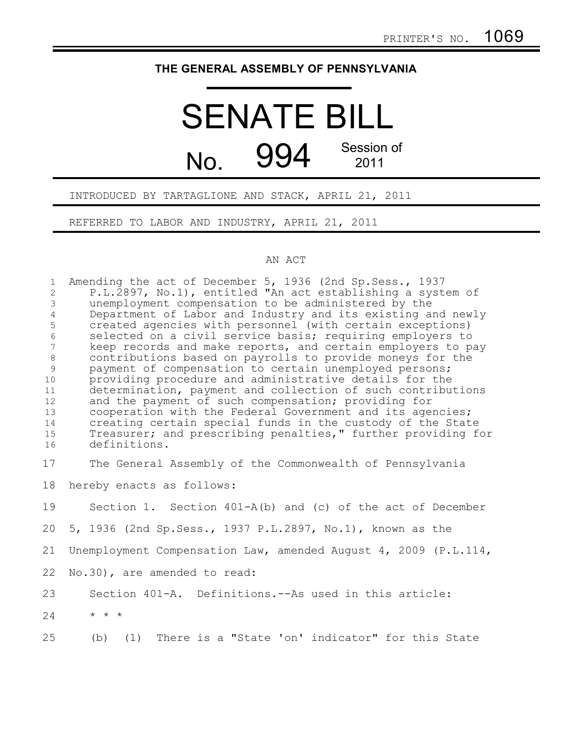PRINTER'S NO. 1069

# THE GENERAL ASSEMBLY OF PENNSYLVANIA

# SENATE BILL

## No. 994 Session of 2011

INTRODUCED BY TARTAGLIONE AND STACK, APRIL 21, 2011

REFERRED TO LABOR AND INDUSTRY, APRIL 21, 2011

AN ACT

Amending the act of December 5, 1936 (2nd Sp.Sess., 1937 P.L.2897, No.1), entitled "An act establishing a system of unemployment compensation to be administered by the Department of Labor and Industry and its existing and newly created agencies with personnel (with certain exceptions) selected on a civil service basis; requiring employers to keep records and make reports, and certain employers to pay contributions based on payrolls to provide moneys for the payment of compensation to certain unemployed persons; providing procedure and administrative details for the determination, payment and collection of such contributions and the payment of such compensation; providing for cooperation with the Federal Government and its agencies; creating certain special funds in the custody of the State Treasurer; and prescribing penalties," further providing for definitions.

The General Assembly of the Commonwealth of Pennsylvania hereby enacts as follows:

Section 1. Section 401-A(b) and (c) of the act of December 5, 1936 (2nd Sp.Sess., 1937 P.L.2897, No.1), known as the Unemployment Compensation Law, amended August 4, 2009 (P.L.114, No.30), are amended to read:

Section 401-A. Definitions.--As used in this article:

* * *

(b) (1) There is a "State 'on' indicator" for this State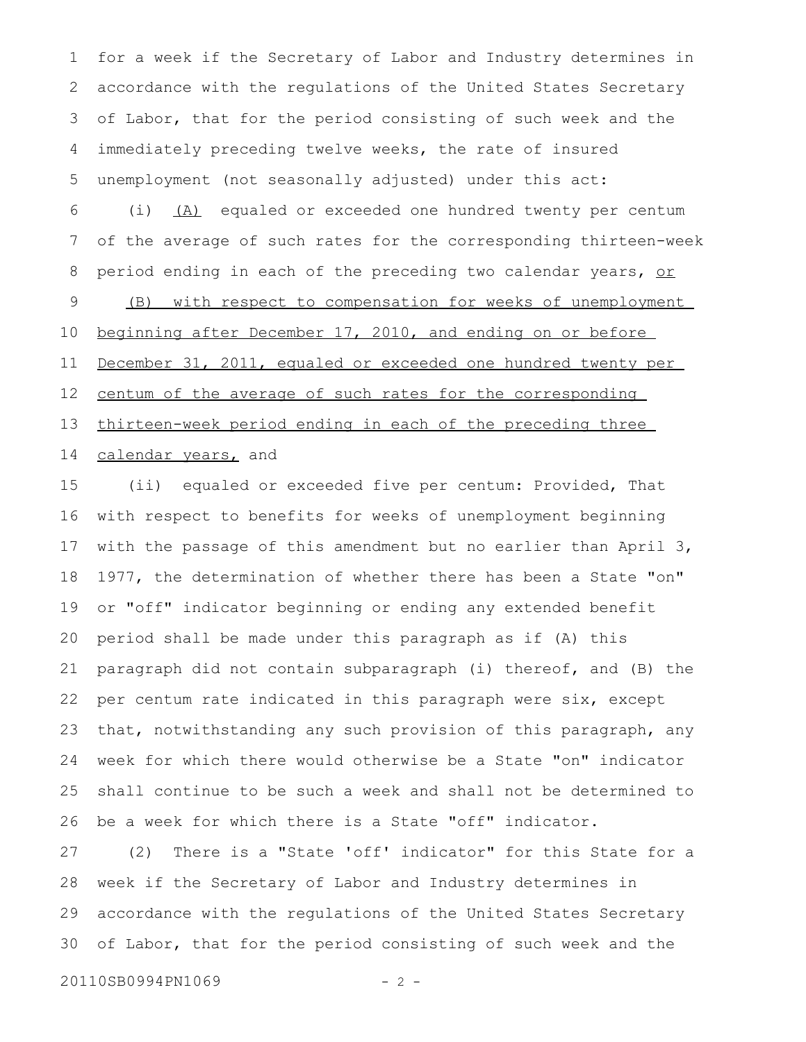for a week if the Secretary of Labor and Industry determines in accordance with the regulations of the United States Secretary of Labor, that for the period consisting of such week and the immediately preceding twelve weeks, the rate of insured unemployment (not seasonally adjusted) under this act:

(i) (A) equaled or exceeded one hundred twenty per centum of the average of such rates for the corresponding thirteen-week period ending in each of the preceding two calendar years, or (B) with respect to compensation for weeks of unemployment beginning after December 17, 2010, and ending on or before December 31, 2011, equaled or exceeded one hundred twenty per centum of the average of such rates for the corresponding thirteen-week period ending in each of the preceding three calendar years, and

(ii) equaled or exceeded five per centum: Provided, That with respect to benefits for weeks of unemployment beginning with the passage of this amendment but no earlier than April 3, 1977, the determination of whether there has been a State "on" or "off" indicator beginning or ending any extended benefit period shall be made under this paragraph as if (A) this paragraph did not contain subparagraph (i) thereof, and (B) the per centum rate indicated in this paragraph were six, except that, notwithstanding any such provision of this paragraph, any week for which there would otherwise be a State "on" indicator shall continue to be such a week and shall not be determined to be a week for which there is a State "off" indicator.

(2) There is a "State 'off' indicator" for this State for a week if the Secretary of Labor and Industry determines in accordance with the regulations of the United States Secretary of Labor, that for the period consisting of such week and the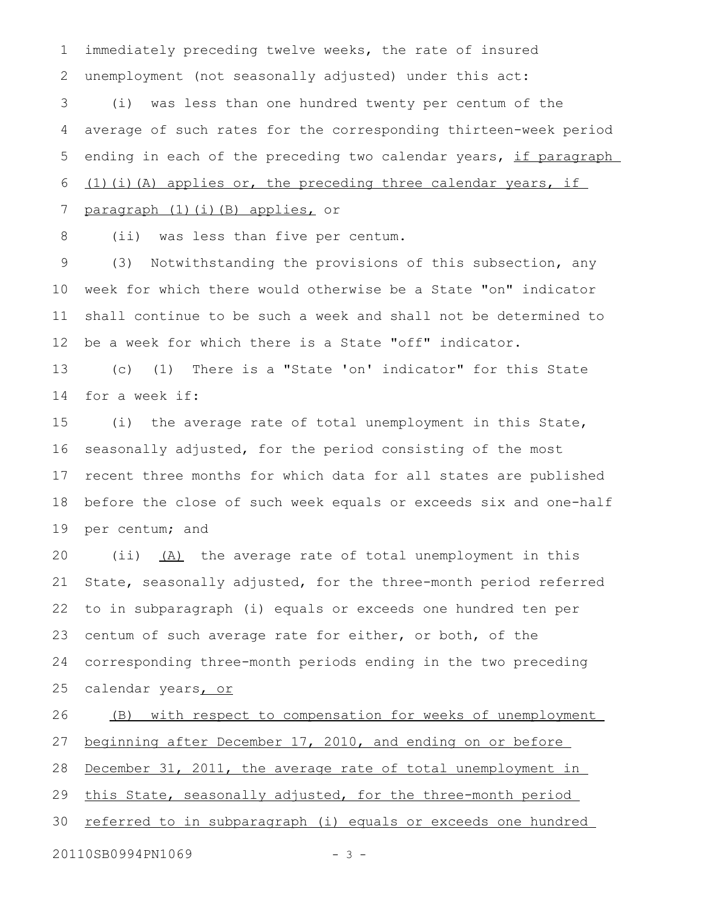immediately preceding twelve weeks, the rate of insured unemployment (not seasonally adjusted) under this act:

(i) was less than one hundred twenty per centum of the average of such rates for the corresponding thirteen-week period ending in each of the preceding two calendar years, <u>if paragraph (1)(i)(A) applies or, the preceding three calendar years, if paragraph (1)(i)(B) applies,</u> or

(ii) was less than five per centum.

(3) Notwithstanding the provisions of this subsection, any week for which there would otherwise be a State "on" indicator shall continue to be such a week and shall not be determined to be a week for which there is a State "off" indicator.

(c) (1) There is a "State 'on' indicator" for this State for a week if:

(i) the average rate of total unemployment in this State, seasonally adjusted, for the period consisting of the most recent three months for which data for all states are published before the close of such week equals or exceeds six and one-half per centum; and

(ii) <u>(A)</u> the average rate of total unemployment in this State, seasonally adjusted, for the three-month period referred to in subparagraph (i) equals or exceeds one hundred ten per centum of such average rate for either, or both, of the corresponding three-month periods ending in the two preceding calendar years<u>, or</u>

<u>(B) with respect to compensation for weeks of unemployment beginning after December 17, 2010, and ending on or before December 31, 2011, the average rate of total unemployment in this State, seasonally adjusted, for the three-month period referred to in subparagraph (i) equals or exceeds one hundred</u>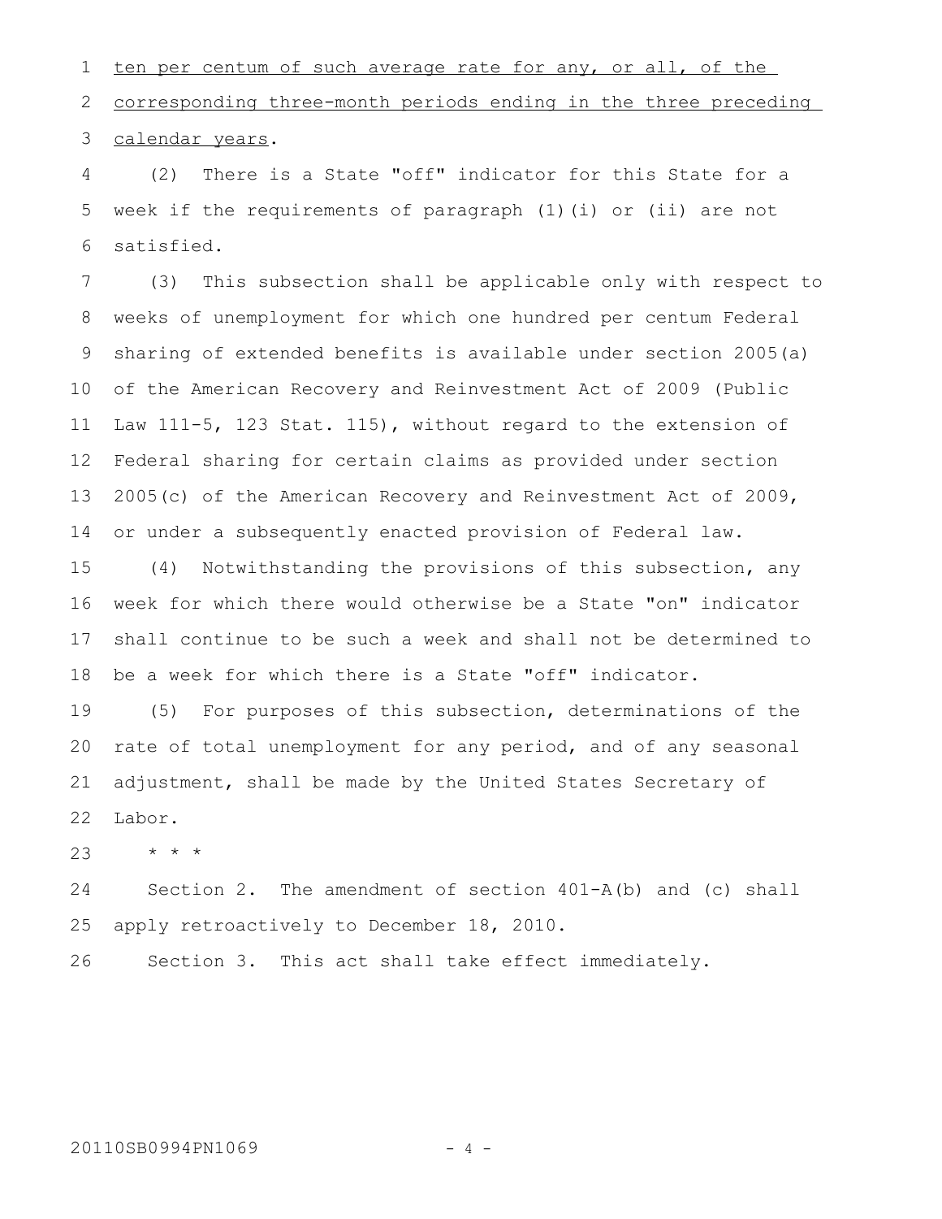ten per centum of such average rate for any, or all, of the corresponding three-month periods ending in the three preceding calendar years.

(2) There is a State "off" indicator for this State for a week if the requirements of paragraph (1)(i) or (ii) are not satisfied.

(3) This subsection shall be applicable only with respect to weeks of unemployment for which one hundred per centum Federal sharing of extended benefits is available under section 2005(a) of the American Recovery and Reinvestment Act of 2009 (Public Law 111-5, 123 Stat. 115), without regard to the extension of Federal sharing for certain claims as provided under section 2005(c) of the American Recovery and Reinvestment Act of 2009, or under a subsequently enacted provision of Federal law.

(4) Notwithstanding the provisions of this subsection, any week for which there would otherwise be a State "on" indicator shall continue to be such a week and shall not be determined to be a week for which there is a State "off" indicator.

(5) For purposes of this subsection, determinations of the rate of total unemployment for any period, and of any seasonal adjustment, shall be made by the United States Secretary of Labor.

\* \* \*

Section 2. The amendment of section 401-A(b) and (c) shall apply retroactively to December 18, 2010.

Section 3. This act shall take effect immediately.

20110SB0994PN1069